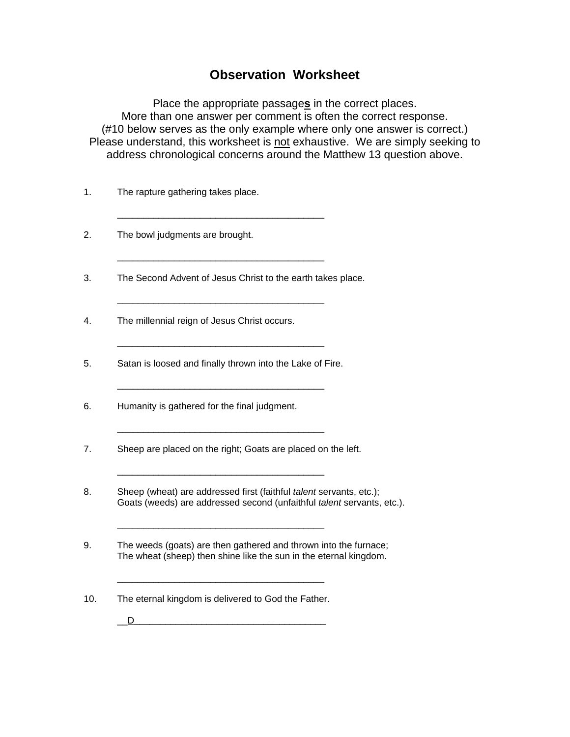# Observation Worksheet

Place the appropriate passage**s** in the correct places.
More than one answer per comment is often the correct response.
(#10 below serves as the only example where only one answer is correct.)
Please understand, this worksheet is not exhaustive. We are simply seeking to address chronological concerns around the Matthew 13 question above.

1. The rapture gathering takes place.

   ________________________________________

2. The bowl judgments are brought.

   ________________________________________

3. The Second Advent of Jesus Christ to the earth takes place.

   ________________________________________

4. The millennial reign of Jesus Christ occurs.

   ________________________________________

5. Satan is loosed and finally thrown into the Lake of Fire.

   ________________________________________

6. Humanity is gathered for the final judgment.

   ________________________________________

7. Sheep are placed on the right; Goats are placed on the left.

   ________________________________________

8. Sheep (wheat) are addressed first (faithful *talent* servants, etc.);
   Goats (weeds) are addressed second (unfaithful *talent* servants, etc.).

   ________________________________________

9. The weeds (goats) are then gathered and thrown into the furnace;
   The wheat (sheep) then shine like the sun in the eternal kingdom.

   ________________________________________

10. The eternal kingdom is delivered to God the Father.

   __D______________________________________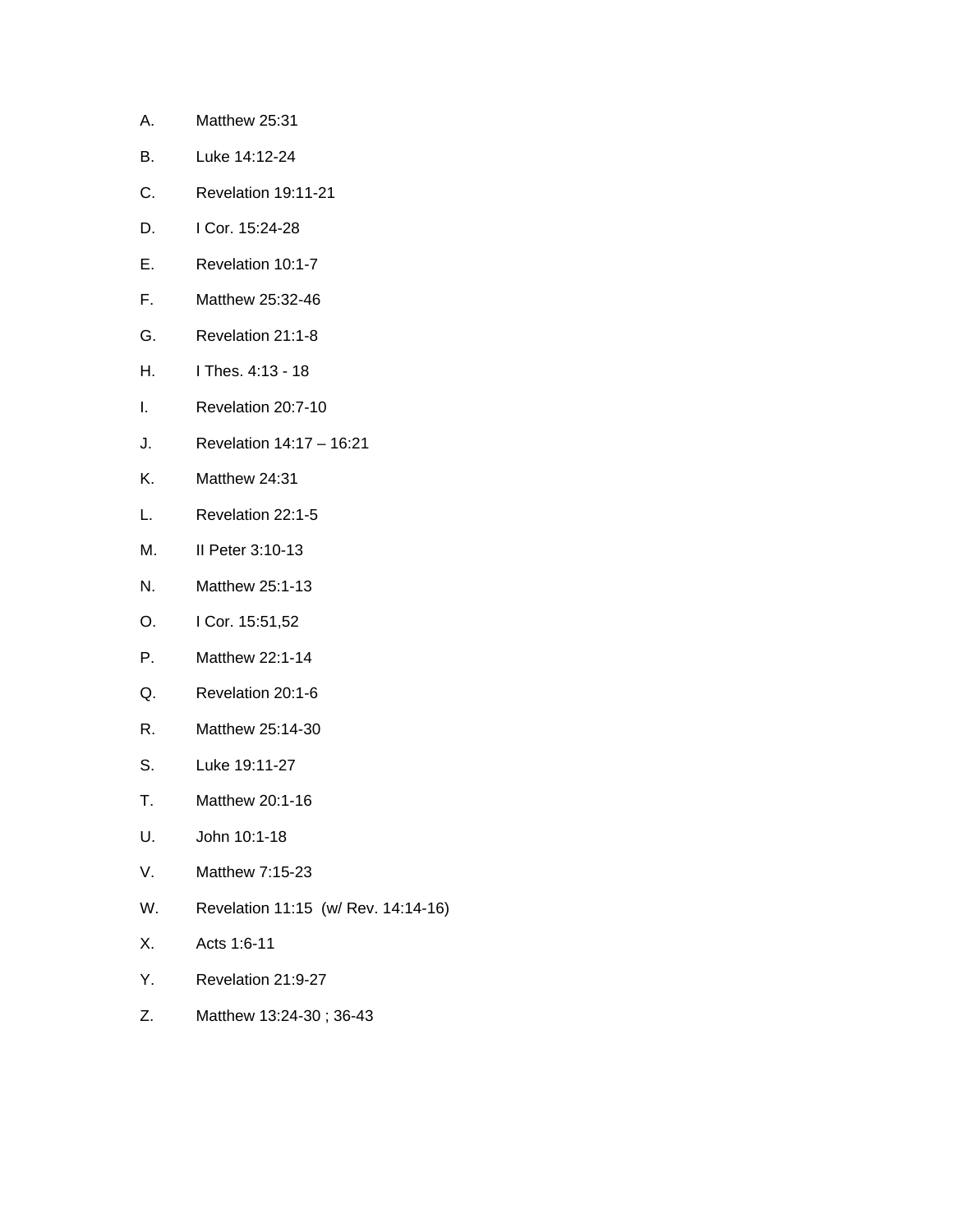A. Matthew 25:31

B. Luke 14:12-24

C. Revelation 19:11-21

D. I Cor. 15:24-28

E. Revelation 10:1-7

F. Matthew 25:32-46

G. Revelation 21:1-8

H. I Thes. 4:13 - 18

I. Revelation 20:7-10

J. Revelation 14:17 – 16:21

K. Matthew 24:31

L. Revelation 22:1-5

M. II Peter 3:10-13

N. Matthew 25:1-13

O. I Cor. 15:51,52

P. Matthew 22:1-14

Q. Revelation 20:1-6

R. Matthew 25:14-30

S. Luke 19:11-27

T. Matthew 20:1-16

U. John 10:1-18

V. Matthew 7:15-23

W. Revelation 11:15 (w/ Rev. 14:14-16)

X. Acts 1:6-11

Y. Revelation 21:9-27

Z. Matthew 13:24-30 ; 36-43